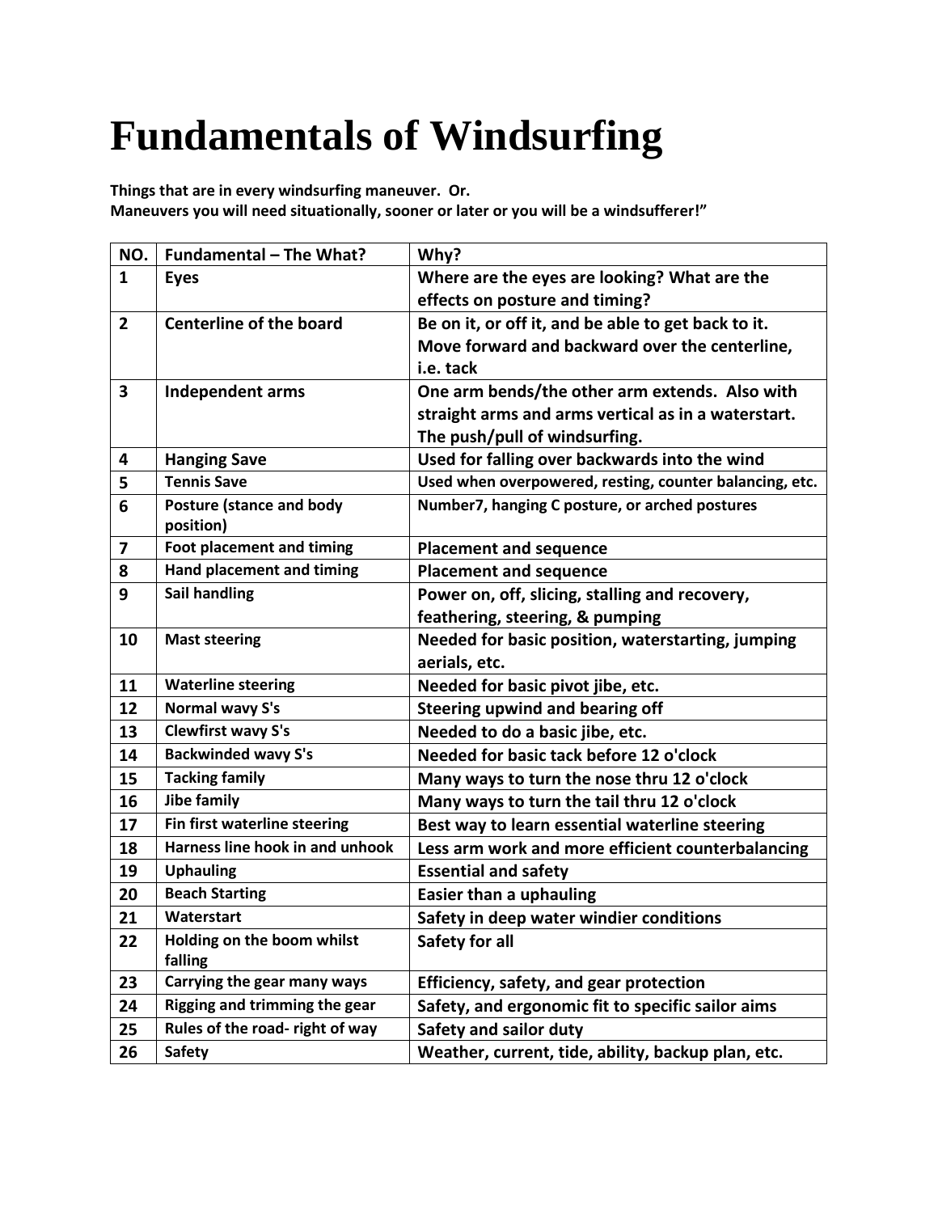# Fundamentals of Windsurfing

**Things that are in every windsurfing maneuver. Or.**
**Maneuvers you will need situationally, sooner or later or you will be a windsufferer!"**

| NO. | Fundamental – The What? | Why? |
|---|---|---|
| 1 | Eyes | Where are the eyes are looking? What are the effects on posture and timing? |
| 2 | Centerline of the board | Be on it, or off it, and be able to get back to it. Move forward and backward over the centerline, i.e. tack |
| 3 | Independent arms | One arm bends/the other arm extends. Also with straight arms and arms vertical as in a waterstart. The push/pull of windsurfing. |
| 4 | Hanging Save | Used for falling over backwards into the wind |
| 5 | Tennis Save | Used when overpowered, resting, counter balancing, etc. |
| 6 | Posture (stance and body position) | Number7, hanging C posture, or arched postures |
| 7 | Foot placement and timing | Placement and sequence |
| 8 | Hand placement and timing | Placement and sequence |
| 9 | Sail handling | Power on, off, slicing, stalling and recovery, feathering, steering, & pumping |
| 10 | Mast steering | Needed for basic position, waterstarting, jumping aerials, etc. |
| 11 | Waterline steering | Needed for basic pivot jibe, etc. |
| 12 | Normal wavy S's | Steering upwind and bearing off |
| 13 | Clewfirst wavy S's | Needed to do a basic jibe, etc. |
| 14 | Backwinded wavy S's | Needed for basic tack before 12 o'clock |
| 15 | Tacking family | Many ways to turn the nose thru 12 o'clock |
| 16 | Jibe family | Many ways to turn the tail thru 12 o'clock |
| 17 | Fin first waterline steering | Best way to learn essential waterline steering |
| 18 | Harness line hook in and unhook | Less arm work and more efficient counterbalancing |
| 19 | Uphauling | Essential and safety |
| 20 | Beach Starting | Easier than a uphauling |
| 21 | Waterstart | Safety in deep water windier conditions |
| 22 | Holding on the boom whilst falling | Safety for all |
| 23 | Carrying the gear many ways | Efficiency, safety, and gear protection |
| 24 | Rigging and trimming the gear | Safety, and ergonomic fit to specific sailor aims |
| 25 | Rules of the road- right of way | Safety and sailor duty |
| 26 | Safety | Weather, current, tide, ability, backup plan, etc. |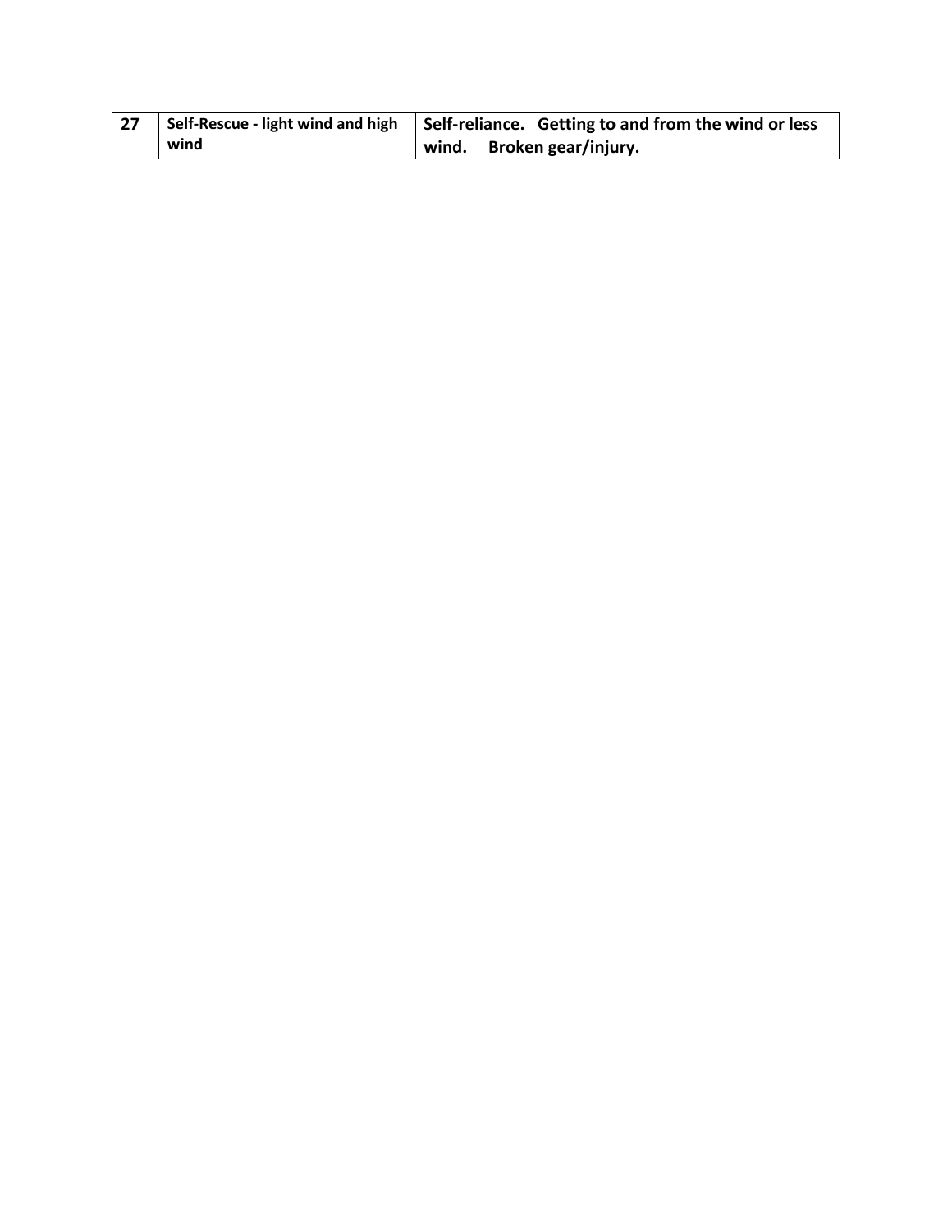| | | |
|---|---|---|
| **27** | **Self-Rescue - light wind and high wind** | **Self-reliance. Getting to and from the wind or less wind. Broken gear/injury.** |